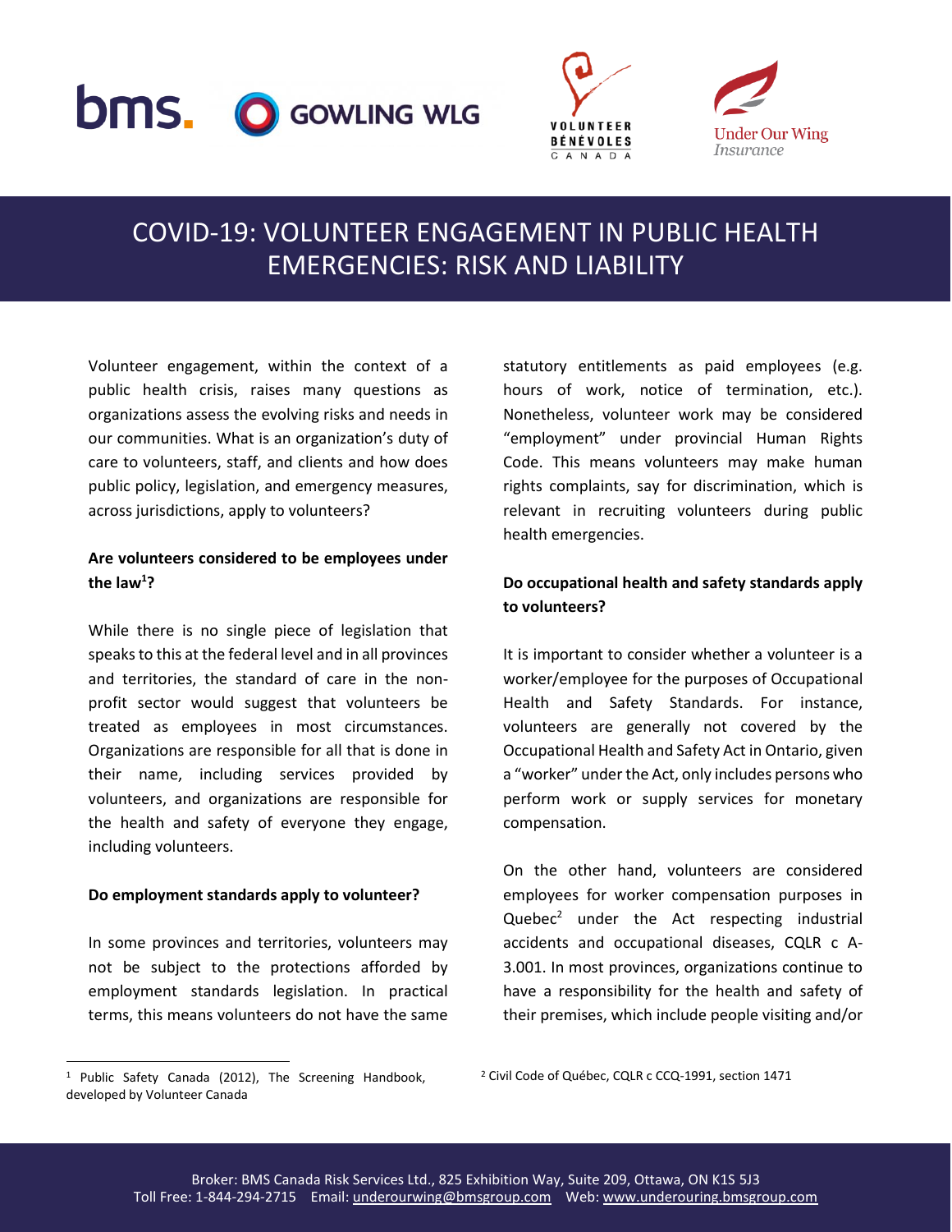# COVID-19: VOLUNTEER ENGAGEMENT IN PUBLIC HEALTH EMERGENCIES: RISK AND LIABILITY

Volunteer engagement, within the context of a public health crisis, raises many questions as organizations assess the evolving risks and needs in our communities. What is an organization's duty of care to volunteers, staff, and clients and how does public policy, legislation, and emergency measures, across jurisdictions, apply to volunteers?

**Are volunteers considered to be employees under the law[1]?**

While there is no single piece of legislation that speaks to this at the federal level and in all provinces and territories, the standard of care in the non-profit sector would suggest that volunteers be treated as employees in most circumstances. Organizations are responsible for all that is done in their name, including services provided by volunteers, and organizations are responsible for the health and safety of everyone they engage, including volunteers.

**Do employment standards apply to volunteer?**

In some provinces and territories, volunteers may not be subject to the protections afforded by employment standards legislation. In practical terms, this means volunteers do not have the same statutory entitlements as paid employees (e.g. hours of work, notice of termination, etc.). Nonetheless, volunteer work may be considered "employment" under provincial Human Rights Code. This means volunteers may make human rights complaints, say for discrimination, which is relevant in recruiting volunteers during public health emergencies.

**Do occupational health and safety standards apply to volunteers?**

It is important to consider whether a volunteer is a worker/employee for the purposes of Occupational Health and Safety Standards. For instance, volunteers are generally not covered by the Occupational Health and Safety Act in Ontario, given a "worker" under the Act, only includes persons who perform work or supply services for monetary compensation.

On the other hand, volunteers are considered employees for worker compensation purposes in Quebec[2] under the Act respecting industrial accidents and occupational diseases, CQLR c A-3.001. In most provinces, organizations continue to have a responsibility for the health and safety of their premises, which include people visiting and/or

---

[1] Public Safety Canada (2012), The Screening Handbook, developed by Volunteer Canada

[2] Civil Code of Québec, CQLR c CCQ-1991, section 1471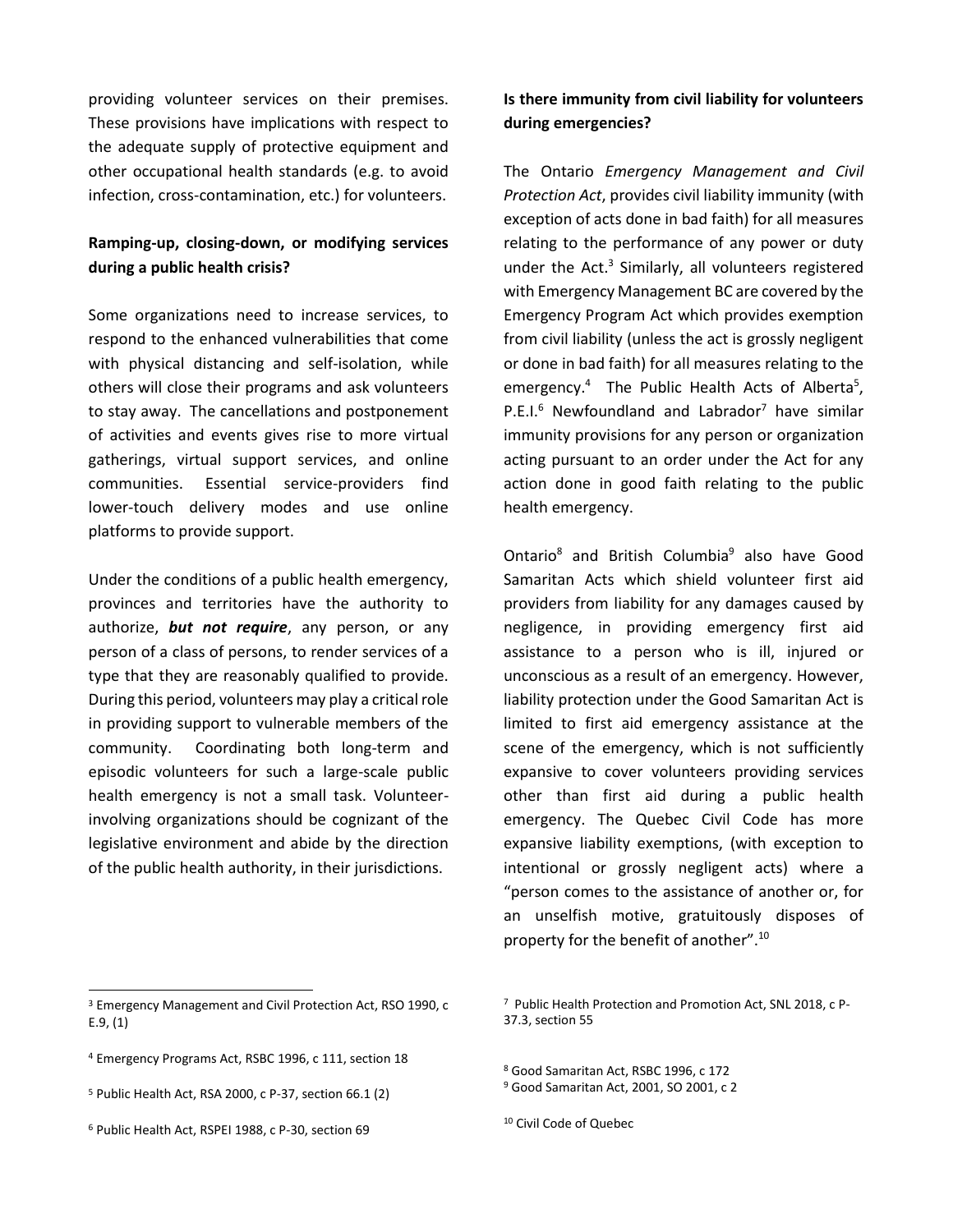providing volunteer services on their premises. These provisions have implications with respect to the adequate supply of protective equipment and other occupational health standards (e.g. to avoid infection, cross-contamination, etc.) for volunteers.

**Ramping-up, closing-down, or modifying services during a public health crisis?**

Some organizations need to increase services, to respond to the enhanced vulnerabilities that come with physical distancing and self-isolation, while others will close their programs and ask volunteers to stay away. The cancellations and postponement of activities and events gives rise to more virtual gatherings, virtual support services, and online communities. Essential service-providers find lower-touch delivery modes and use online platforms to provide support.

Under the conditions of a public health emergency, provinces and territories have the authority to authorize, ***but not require***, any person, or any person of a class of persons, to render services of a type that they are reasonably qualified to provide. During this period, volunteers may play a critical role in providing support to vulnerable members of the community. Coordinating both long-term and episodic volunteers for such a large-scale public health emergency is not a small task. Volunteer-involving organizations should be cognizant of the legislative environment and abide by the direction of the public health authority, in their jurisdictions.

**Is there immunity from civil liability for volunteers during emergencies?**

The Ontario *Emergency Management and Civil Protection Act*, provides civil liability immunity (with exception of acts done in bad faith) for all measures relating to the performance of any power or duty under the Act.[3] Similarly, all volunteers registered with Emergency Management BC are covered by the Emergency Program Act which provides exemption from civil liability (unless the act is grossly negligent or done in bad faith) for all measures relating to the emergency.[4] The Public Health Acts of Alberta[5], P.E.I.[6] Newfoundland and Labrador[7] have similar immunity provisions for any person or organization acting pursuant to an order under the Act for any action done in good faith relating to the public health emergency.

Ontario[8] and British Columbia[9] also have Good Samaritan Acts which shield volunteer first aid providers from liability for any damages caused by negligence, in providing emergency first aid assistance to a person who is ill, injured or unconscious as a result of an emergency. However, liability protection under the Good Samaritan Act is limited to first aid emergency assistance at the scene of the emergency, which is not sufficiently expansive to cover volunteers providing services other than first aid during a public health emergency. The Quebec Civil Code has more expansive liability exemptions, (with exception to intentional or grossly negligent acts) where a "person comes to the assistance of another or, for an unselfish motive, gratuitously disposes of property for the benefit of another".[10]

---

[3] Emergency Management and Civil Protection Act, RSO 1990, c E.9, (1)

[4] Emergency Programs Act, RSBC 1996, c 111, section 18

[5] Public Health Act, RSA 2000, c P-37, section 66.1 (2)

[6] Public Health Act, RSPEI 1988, c P-30, section 69

[7] Public Health Protection and Promotion Act, SNL 2018, c P-37.3, section 55

[8] Good Samaritan Act, RSBC 1996, c 172

[9] Good Samaritan Act, 2001, SO 2001, c 2

[10] Civil Code of Quebec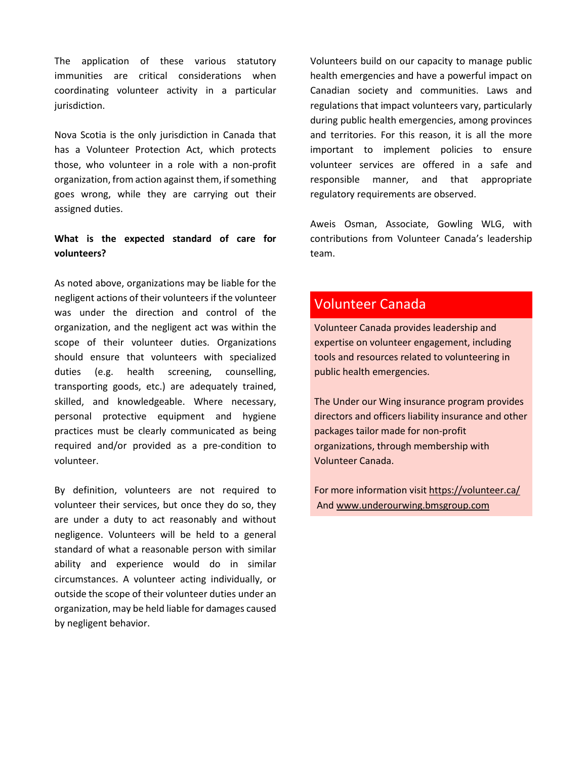The application of these various statutory immunities are critical considerations when coordinating volunteer activity in a particular jurisdiction.

Nova Scotia is the only jurisdiction in Canada that has a Volunteer Protection Act, which protects those, who volunteer in a role with a non-profit organization, from action against them, if something goes wrong, while they are carrying out their assigned duties.

**What is the expected standard of care for volunteers?**

As noted above, organizations may be liable for the negligent actions of their volunteers if the volunteer was under the direction and control of the organization, and the negligent act was within the scope of their volunteer duties. Organizations should ensure that volunteers with specialized duties (e.g. health screening, counselling, transporting goods, etc.) are adequately trained, skilled, and knowledgeable. Where necessary, personal protective equipment and hygiene practices must be clearly communicated as being required and/or provided as a pre-condition to volunteer.

By definition, volunteers are not required to volunteer their services, but once they do so, they are under a duty to act reasonably and without negligence. Volunteers will be held to a general standard of what a reasonable person with similar ability and experience would do in similar circumstances. A volunteer acting individually, or outside the scope of their volunteer duties under an organization, may be held liable for damages caused by negligent behavior.

Volunteers build on our capacity to manage public health emergencies and have a powerful impact on Canadian society and communities. Laws and regulations that impact volunteers vary, particularly during public health emergencies, among provinces and territories. For this reason, it is all the more important to implement policies to ensure volunteer services are offered in a safe and responsible manner, and that appropriate regulatory requirements are observed.

Aweis Osman, Associate, Gowling WLG, with contributions from Volunteer Canada's leadership team.

## Volunteer Canada

Volunteer Canada provides leadership and expertise on volunteer engagement, including tools and resources related to volunteering in public health emergencies.

The Under our Wing insurance program provides directors and officers liability insurance and other packages tailor made for non-profit organizations, through membership with Volunteer Canada.

For more information visit https://volunteer.ca/
And www.underourwing.bmsgroup.com